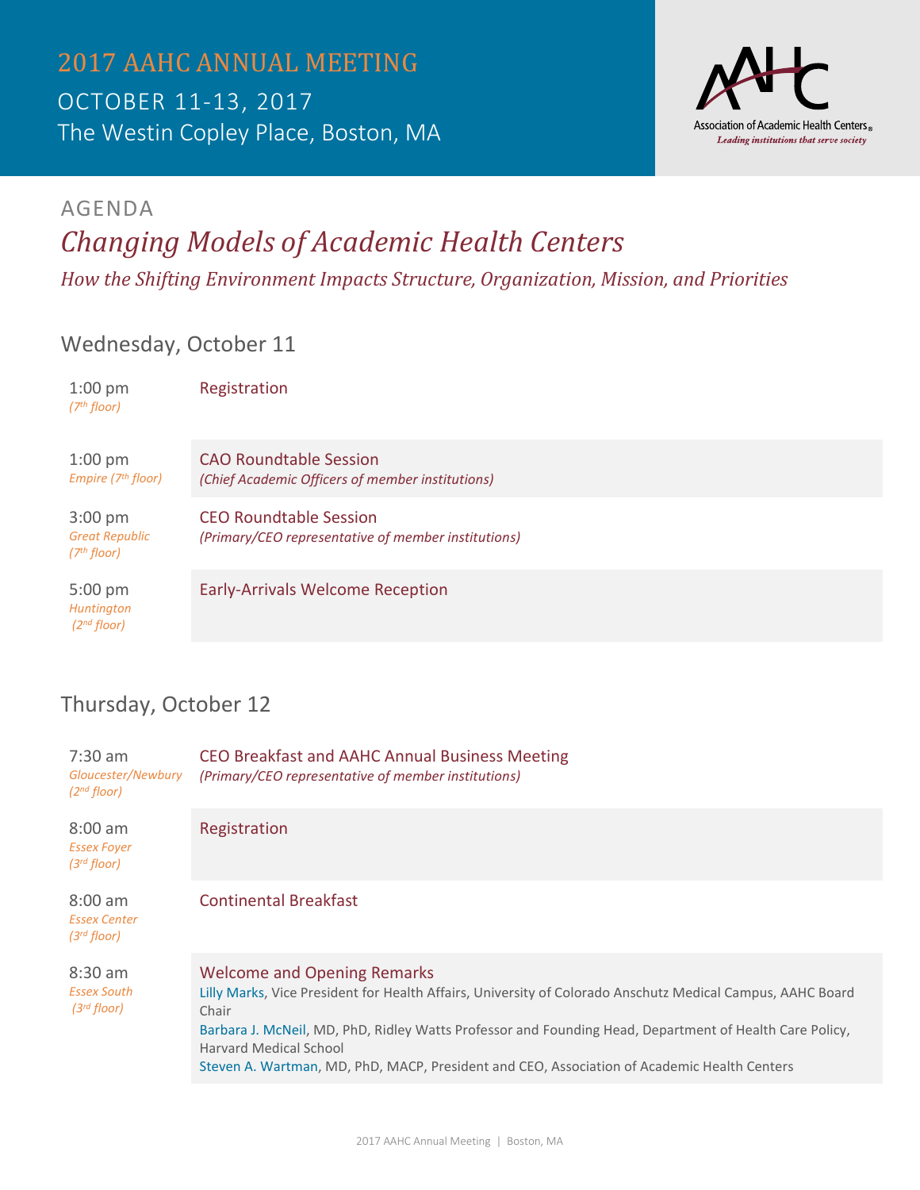# 2017 AAHC ANNUAL MEETING

OCTOBER 11-13, 2017

The Westin Copley Place, Boston, MA

Association of Academic Health Centers®

*Leading institutions that serve society*

## AGENDA

## *Changing Models of Academic Health Centers*

*How the Shifting Environment Impacts Structure, Organization, Mission, and Priorities*

### Wednesday, October 11

| Time / Location | Session |
|---|---|
| 1:00 pm *(7th floor)* | Registration |
| 1:00 pm *Empire (7th floor)* | CAO Roundtable Session *(Chief Academic Officers of member institutions)* |
| 3:00 pm *Great Republic (7th floor)* | CEO Roundtable Session *(Primary/CEO representative of member institutions)* |
| 5:00 pm *Huntington (2nd floor)* | Early-Arrivals Welcome Reception |

### Thursday, October 12

| Time / Location | Session |
|---|---|
| 7:30 am *Gloucester/Newbury (2nd floor)* | CEO Breakfast and AAHC Annual Business Meeting *(Primary/CEO representative of member institutions)* |
| 8:00 am *Essex Foyer (3rd floor)* | Registration |
| 8:00 am *Essex Center (3rd floor)* | Continental Breakfast |
| 8:30 am *Essex South (3rd floor)* | Welcome and Opening Remarks<br>Lilly Marks, Vice President for Health Affairs, University of Colorado Anschutz Medical Campus, AAHC Board Chair<br>Barbara J. McNeil, MD, PhD, Ridley Watts Professor and Founding Head, Department of Health Care Policy, Harvard Medical School<br>Steven A. Wartman, MD, PhD, MACP, President and CEO, Association of Academic Health Centers |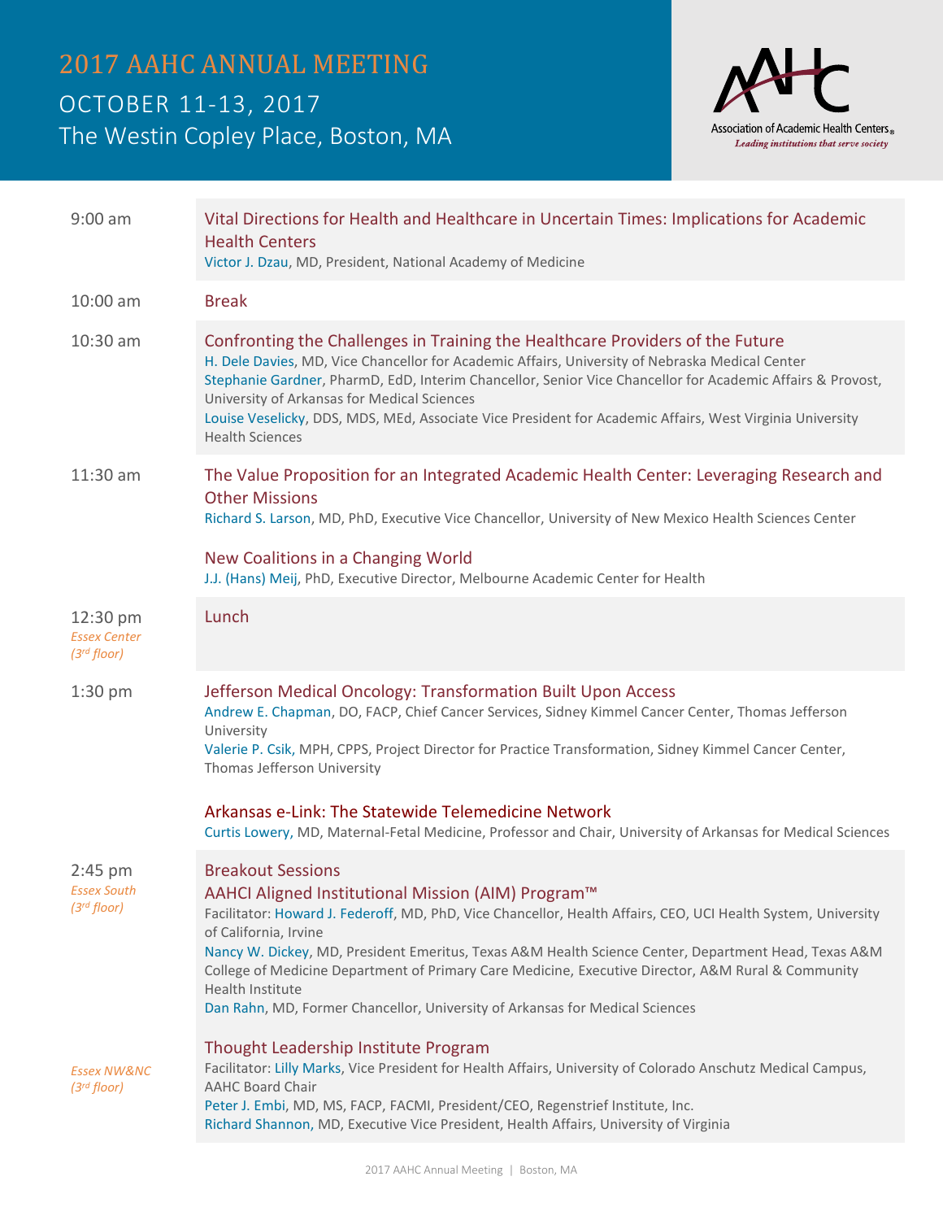# 2017 AAHC ANNUAL MEETING

## OCTOBER 11-13, 2017

## The Westin Copley Place, Boston, MA

Association of Academic Health Centers®
*Leading institutions that serve society*

| Time | Session |
|---|---|
| 9:00 am | **Vital Directions for Health and Healthcare in Uncertain Times: Implications for Academic Health Centers**<br>Victor J. Dzau, MD, President, National Academy of Medicine |
| 10:00 am | **Break** |
| 10:30 am | **Confronting the Challenges in Training the Healthcare Providers of the Future**<br>H. Dele Davies, MD, Vice Chancellor for Academic Affairs, University of Nebraska Medical Center<br>Stephanie Gardner, PharmD, EdD, Interim Chancellor, Senior Vice Chancellor for Academic Affairs & Provost, University of Arkansas for Medical Sciences<br>Louise Veselicky, DDS, MDS, MEd, Associate Vice President for Academic Affairs, West Virginia University Health Sciences |
| 11:30 am | **The Value Proposition for an Integrated Academic Health Center: Leveraging Research and Other Missions**<br>Richard S. Larson, MD, PhD, Executive Vice Chancellor, University of New Mexico Health Sciences Center<br><br>**New Coalitions in a Changing World**<br>J.J. (Hans) Meij, PhD, Executive Director, Melbourne Academic Center for Health |
| 12:30 pm<br>*Essex Center (3rd floor)* | **Lunch** |
| 1:30 pm | **Jefferson Medical Oncology: Transformation Built Upon Access**<br>Andrew E. Chapman, DO, FACP, Chief Cancer Services, Sidney Kimmel Cancer Center, Thomas Jefferson University<br>Valerie P. Csik, MPH, CPPS, Project Director for Practice Transformation, Sidney Kimmel Cancer Center, Thomas Jefferson University<br><br>**Arkansas e-Link: The Statewide Telemedicine Network**<br>Curtis Lowery, MD, Maternal-Fetal Medicine, Professor and Chair, University of Arkansas for Medical Sciences |
| 2:45 pm<br>*Essex South (3rd floor)* | **Breakout Sessions**<br>**AAHCI Aligned Institutional Mission (AIM) Program™**<br>Facilitator: Howard J. Federoff, MD, PhD, Vice Chancellor, Health Affairs, CEO, UCI Health System, University of California, Irvine<br>Nancy W. Dickey, MD, President Emeritus, Texas A&M Health Science Center, Department Head, Texas A&M College of Medicine Department of Primary Care Medicine, Executive Director, A&M Rural & Community Health Institute<br>Dan Rahn, MD, Former Chancellor, University of Arkansas for Medical Sciences |
| *Essex NW&NC (3rd floor)* | **Thought Leadership Institute Program**<br>Facilitator: Lilly Marks, Vice President for Health Affairs, University of Colorado Anschutz Medical Campus, AAHC Board Chair<br>Peter J. Embi, MD, MS, FACP, FACMI, President/CEO, Regenstrief Institute, Inc.<br>Richard Shannon, MD, Executive Vice President, Health Affairs, University of Virginia |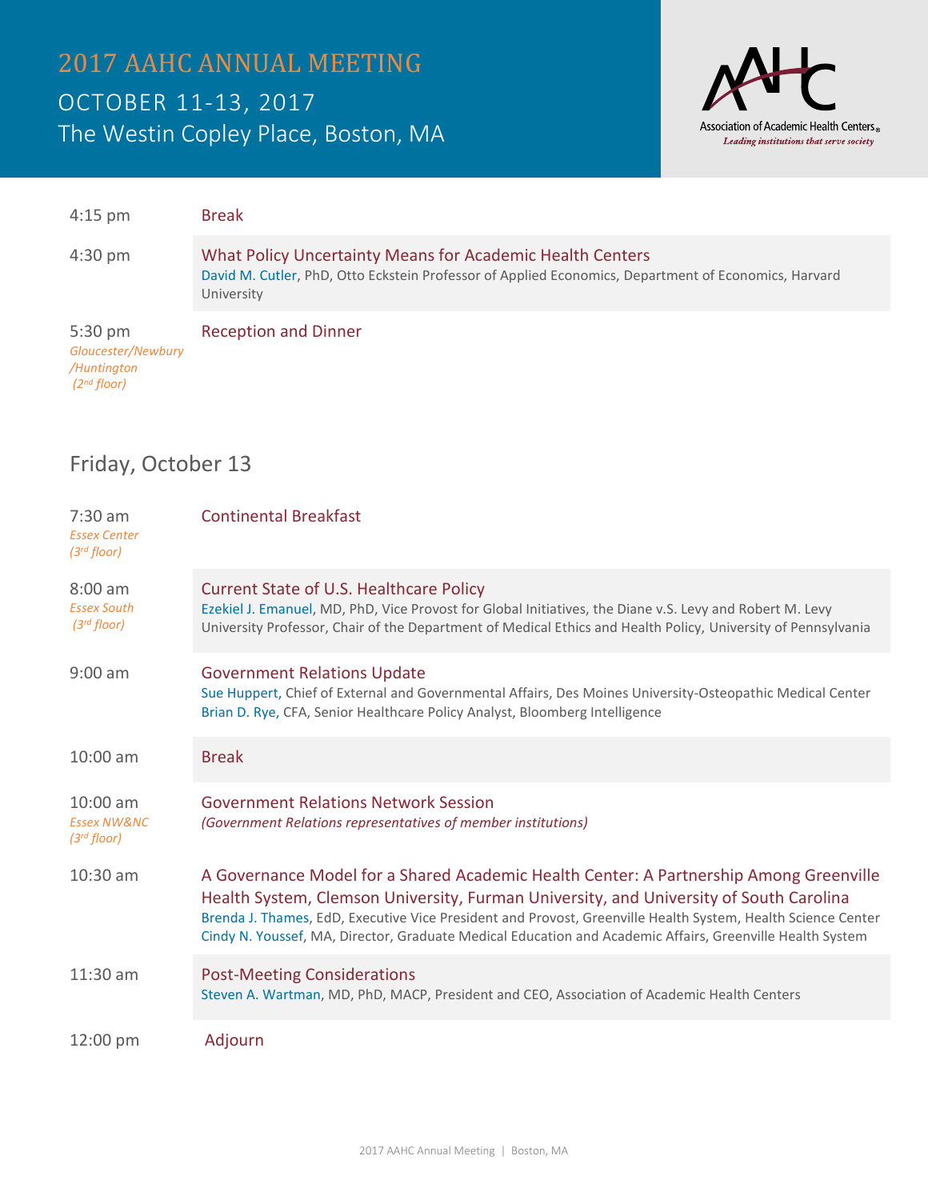# 2017 AAHC ANNUAL MEETING

OCTOBER 11-13, 2017

The Westin Copley Place, Boston, MA

Association of Academic Health Centers®

*Leading institutions that serve society*

| | |
|---|---|
| 4:15 pm | Break |
| 4:30 pm | What Policy Uncertainty Means for Academic Health Centers<br>David M. Cutler, PhD, Otto Eckstein Professor of Applied Economics, Department of Economics, Harvard University |
| 5:30 pm<br>*Gloucester/Newbury/Huntington (2nd floor)* | Reception and Dinner |

## Friday, October 13

| | |
|---|---|
| 7:30 am<br>*Essex Center (3rd floor)* | Continental Breakfast |
| 8:00 am<br>*Essex South (3rd floor)* | Current State of U.S. Healthcare Policy<br>Ezekiel J. Emanuel, MD, PhD, Vice Provost for Global Initiatives, the Diane v.S. Levy and Robert M. Levy University Professor, Chair of the Department of Medical Ethics and Health Policy, University of Pennsylvania |
| 9:00 am | Government Relations Update<br>Sue Huppert, Chief of External and Governmental Affairs, Des Moines University-Osteopathic Medical Center<br>Brian D. Rye, CFA, Senior Healthcare Policy Analyst, Bloomberg Intelligence |
| 10:00 am | Break |
| 10:00 am<br>*Essex NW&NC (3rd floor)* | Government Relations Network Session<br>*(Government Relations representatives of member institutions)* |
| 10:30 am | A Governance Model for a Shared Academic Health Center: A Partnership Among Greenville Health System, Clemson University, Furman University, and University of South Carolina<br>Brenda J. Thames, EdD, Executive Vice President and Provost, Greenville Health System, Health Science Center<br>Cindy N. Youssef, MA, Director, Graduate Medical Education and Academic Affairs, Greenville Health System |
| 11:30 am | Post-Meeting Considerations<br>Steven A. Wartman, MD, PhD, MACP, President and CEO, Association of Academic Health Centers |
| 12:00 pm | Adjourn |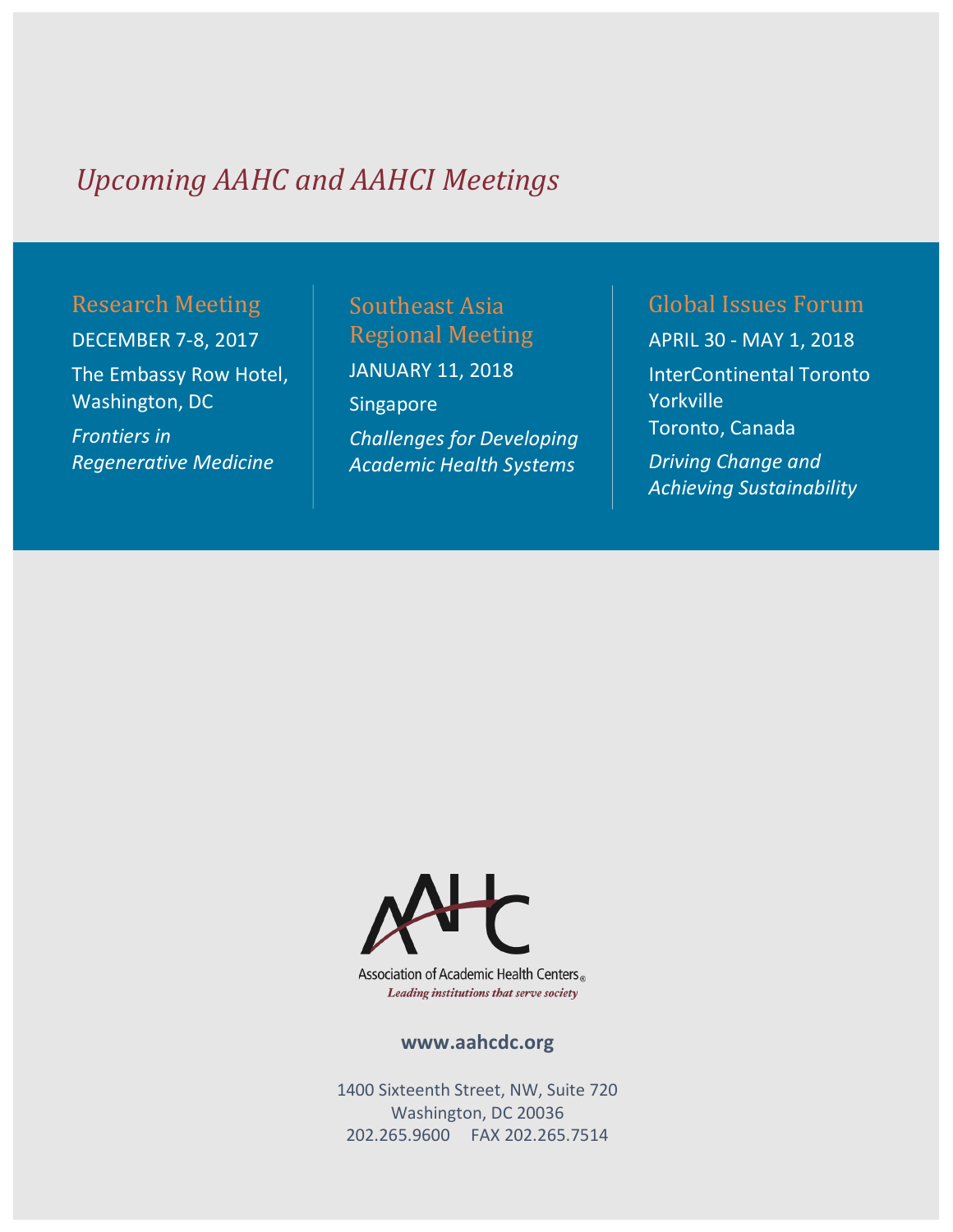# *Upcoming AAHC and AAHCI Meetings*

## Research Meeting

DECEMBER 7-8, 2017

The Embassy Row Hotel, Washington, DC

*Frontiers in Regenerative Medicine*

## Southeast Asia Regional Meeting

JANUARY 11, 2018

Singapore

*Challenges for Developing Academic Health Systems*

## Global Issues Forum

APRIL 30 - MAY 1, 2018

InterContinental Toronto Yorkville
Toronto, Canada

*Driving Change and Achieving Sustainability*

AAHC

Association of Academic Health Centers®

*Leading institutions that serve society*

**www.aahcdc.org**

1400 Sixteenth Street, NW, Suite 720
Washington, DC 20036
202.265.9600 FAX 202.265.7514